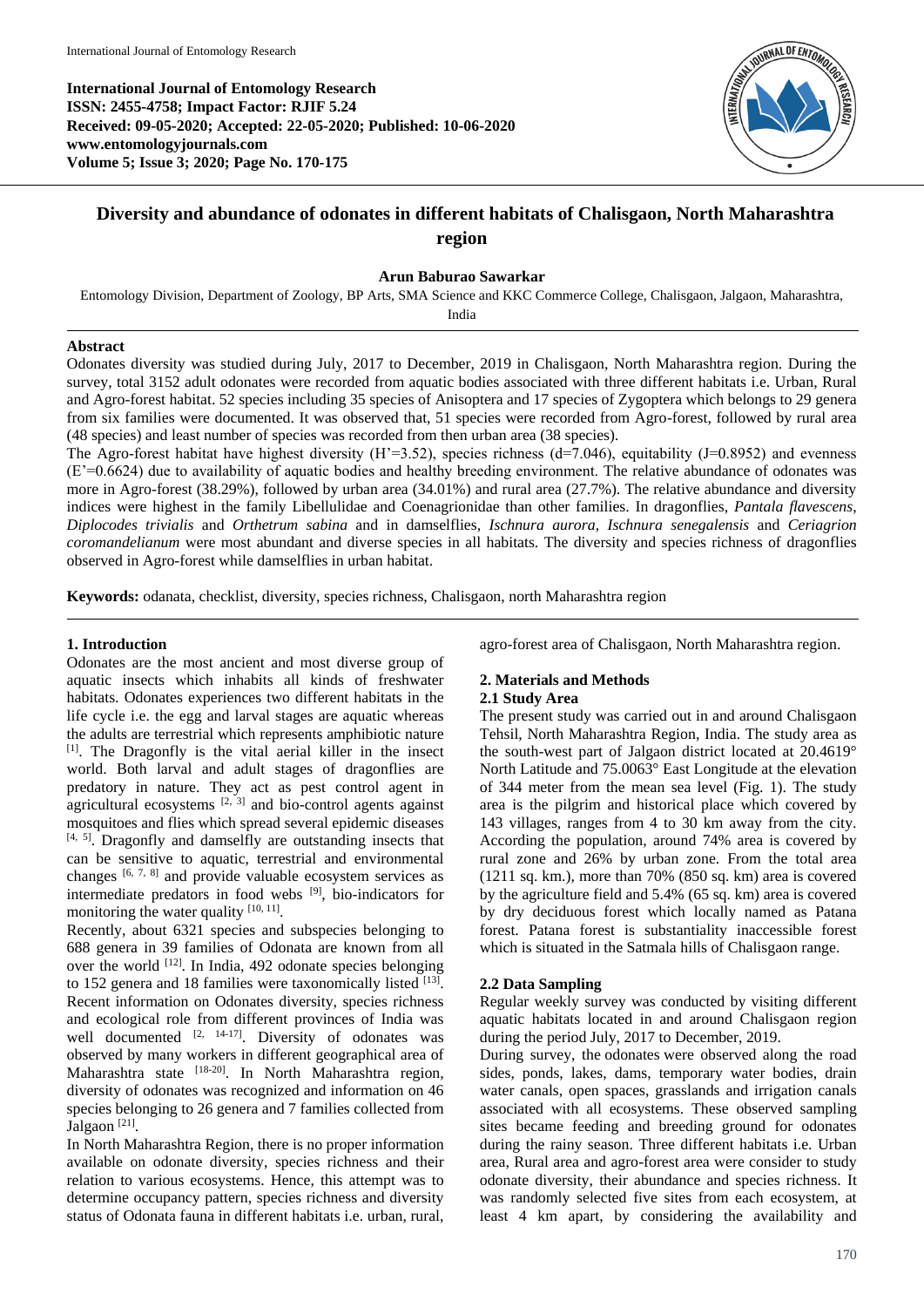**International Journal of Entomology Research**
**ISSN: 2455-4758; Impact Factor: RJIF 5.24**
**Received: 09-05-2020; Accepted: 22-05-2020; Published: 10-06-2020**
**www.entomologyjournals.com**
**Volume 5; Issue 3; 2020; Page No. 170-175**

# Diversity and abundance of odonates in different habitats of Chalisgaon, North Maharashtra region

**Arun Baburao Sawarkar**

Entomology Division, Department of Zoology, BP Arts, SMA Science and KKC Commerce College, Chalisgaon, Jalgaon, Maharashtra, India

## Abstract

Odonates diversity was studied during July, 2017 to December, 2019 in Chalisgaon, North Maharashtra region. During the survey, total 3152 adult odonates were recorded from aquatic bodies associated with three different habitats i.e. Urban, Rural and Agro-forest habitat. 52 species including 35 species of Anisoptera and 17 species of Zygoptera which belongs to 29 genera from six families were documented. It was observed that, 51 species were recorded from Agro-forest, followed by rural area (48 species) and least number of species was recorded from then urban area (38 species).

The Agro-forest habitat have highest diversity (H'=3.52), species richness (d=7.046), equitability (J=0.8952) and evenness (E'=0.6624) due to availability of aquatic bodies and healthy breeding environment. The relative abundance of odonates was more in Agro-forest (38.29%), followed by urban area (34.01%) and rural area (27.7%). The relative abundance and diversity indices were highest in the family Libellulidae and Coenagrionidae than other families. In dragonflies, *Pantala flavescens*, *Diplocodes trivialis* and *Orthetrum sabina* and in damselflies, *Ischnura aurora*, *Ischnura senegalensis* and *Ceriagrion coromandelianum* were most abundant and diverse species in all habitats. The diversity and species richness of dragonflies observed in Agro-forest while damselflies in urban habitat.

**Keywords:** odanata, checklist, diversity, species richness, Chalisgaon, north Maharashtra region

## 1. Introduction

Odonates are the most ancient and most diverse group of aquatic insects which inhabits all kinds of freshwater habitats. Odonates experiences two different habitats in the life cycle i.e. the egg and larval stages are aquatic whereas the adults are terrestrial which represents amphibiotic nature [1]. The Dragonfly is the vital aerial killer in the insect world. Both larval and adult stages of dragonflies are predatory in nature. They act as pest control agent in agricultural ecosystems [2, 3] and bio-control agents against mosquitoes and flies which spread several epidemic diseases [4, 5]. Dragonfly and damselfly are outstanding insects that can be sensitive to aquatic, terrestrial and environmental changes [6, 7, 8] and provide valuable ecosystem services as intermediate predators in food webs [9], bio-indicators for monitoring the water quality [10, 11].

Recently, about 6321 species and subspecies belonging to 688 genera in 39 families of Odonata are known from all over the world [12]. In India, 492 odonate species belonging to 152 genera and 18 families were taxonomically listed [13]. Recent information on Odonates diversity, species richness and ecological role from different provinces of India was well documented [2, 14-17]. Diversity of odonates was observed by many workers in different geographical area of Maharashtra state [18-20]. In North Maharashtra region, diversity of odonates was recognized and information on 46 species belonging to 26 genera and 7 families collected from Jalgaon [21].

In North Maharashtra Region, there is no proper information available on odonate diversity, species richness and their relation to various ecosystems. Hence, this attempt was to determine occupancy pattern, species richness and diversity status of Odonata fauna in different habitats i.e. urban, rural, agro-forest area of Chalisgaon, North Maharashtra region.

## 2. Materials and Methods

### 2.1 Study Area

The present study was carried out in and around Chalisgaon Tehsil, North Maharashtra Region, India. The study area as the south-west part of Jalgaon district located at 20.4619° North Latitude and 75.0063° East Longitude at the elevation of 344 meter from the mean sea level (Fig. 1). The study area is the pilgrim and historical place which covered by 143 villages, ranges from 4 to 30 km away from the city. According the population, around 74% area is covered by rural zone and 26% by urban zone. From the total area (1211 sq. km.), more than 70% (850 sq. km) area is covered by the agriculture field and 5.4% (65 sq. km) area is covered by dry deciduous forest which locally named as Patana forest. Patana forest is substantiality inaccessible forest which is situated in the Satmala hills of Chalisgaon range.

### 2.2 Data Sampling

Regular weekly survey was conducted by visiting different aquatic habitats located in and around Chalisgaon region during the period July, 2017 to December, 2019.

During survey, the odonates were observed along the road sides, ponds, lakes, dams, temporary water bodies, drain water canals, open spaces, grasslands and irrigation canals associated with all ecosystems. These observed sampling sites became feeding and breeding ground for odonates during the rainy season. Three different habitats i.e. Urban area, Rural area and agro-forest area were consider to study odonate diversity, their abundance and species richness. It was randomly selected five sites from each ecosystem, at least 4 km apart, by considering the availability and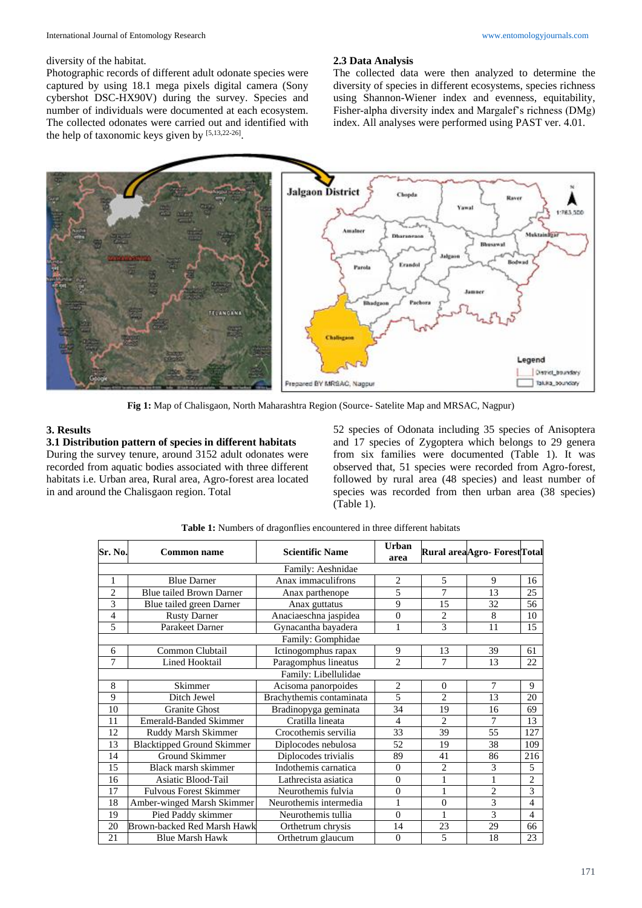diversity of the habitat.

Photographic records of different adult odonate species were captured by using 18.1 mega pixels digital camera (Sony cybershot DSC-HX90V) during the survey. Species and number of individuals were documented at each ecosystem. The collected odonates were carried out and identified with the help of taxonomic keys given by [5,13,22-26].

### 2.3 Data Analysis

The collected data were then analyzed to determine the diversity of species in different ecosystems, species richness using Shannon-Wiener index and evenness, equitability, Fisher-alpha diversity index and Margalef's richness (DMg) index. All analyses were performed using PAST ver. 4.01.

**Fig 1:** Map of Chalisgaon, North Maharashtra Region (Source- Satelite Map and MRSAC, Nagpur)

## 3. Results

### 3.1 Distribution pattern of species in different habitats

During the survey tenure, around 3152 adult odonates were recorded from aquatic bodies associated with three different habitats i.e. Urban area, Rural area, Agro-forest area located in and around the Chalisgaon region. Total 52 species of Odonata including 35 species of Anisoptera and 17 species of Zygoptera which belongs to 29 genera from six families were documented (Table 1). It was observed that, 51 species were recorded from Agro-forest, followed by rural area (48 species) and least number of species was recorded from then urban area (38 species) (Table 1).

**Table 1:** Numbers of dragonflies encountered in three different habitats

| Sr. No. | Common name | Scientific Name | Urban area | Rural area | Agro- Forest | Total |
|---|---|---|---|---|---|---|
| Family: Aeshnidae | | | | | | |
| 1 | Blue Darner | Anax immaculifrons | 2 | 5 | 9 | 16 |
| 2 | Blue tailed Brown Darner | Anax parthenope | 5 | 7 | 13 | 25 |
| 3 | Blue tailed green Darner | Anax guttatus | 9 | 15 | 32 | 56 |
| 4 | Rusty Darner | Anaciaeschna jaspidea | 0 | 2 | 8 | 10 |
| 5 | Parakeet Darner | Gynacantha bayadera | 1 | 3 | 11 | 15 |
| Family: Gomphidae | | | | | | |
| 6 | Common Clubtail | Ictinogomphus rapax | 9 | 13 | 39 | 61 |
| 7 | Lined Hooktail | Paragomphus lineatus | 2 | 7 | 13 | 22 |
| Family: Libellulidae | | | | | | |
| 8 | Skimmer | Acisoma panorpoides | 2 | 0 | 7 | 9 |
| 9 | Ditch Jewel | Brachythemis contaminata | 5 | 2 | 13 | 20 |
| 10 | Granite Ghost | Bradinopyga geminata | 34 | 19 | 16 | 69 |
| 11 | Emerald-Banded Skimmer | Cratilla lineata | 4 | 2 | 7 | 13 |
| 12 | Ruddy Marsh Skimmer | Crocothemis servilia | 33 | 39 | 55 | 127 |
| 13 | Blacktipped Ground Skimmer | Diplocodes nebulosa | 52 | 19 | 38 | 109 |
| 14 | Ground Skimmer | Diplocodes trivialis | 89 | 41 | 86 | 216 |
| 15 | Black marsh skimmer | Indothemis carnatica | 0 | 2 | 3 | 5 |
| 16 | Asiatic Blood-Tail | Lathrecista asiatica | 0 | 1 | 1 | 2 |
| 17 | Fulvous Forest Skimmer | Neurothemis fulvia | 0 | 1 | 2 | 3 |
| 18 | Amber-winged Marsh Skimmer | Neurothemis intermedia | 1 | 0 | 3 | 4 |
| 19 | Pied Paddy skimmer | Neurothemis tullia | 0 | 1 | 3 | 4 |
| 20 | Brown-backed Red Marsh Hawk | Orthetrum chrysis | 14 | 23 | 29 | 66 |
| 21 | Blue Marsh Hawk | Orthetrum glaucum | 0 | 5 | 18 | 23 |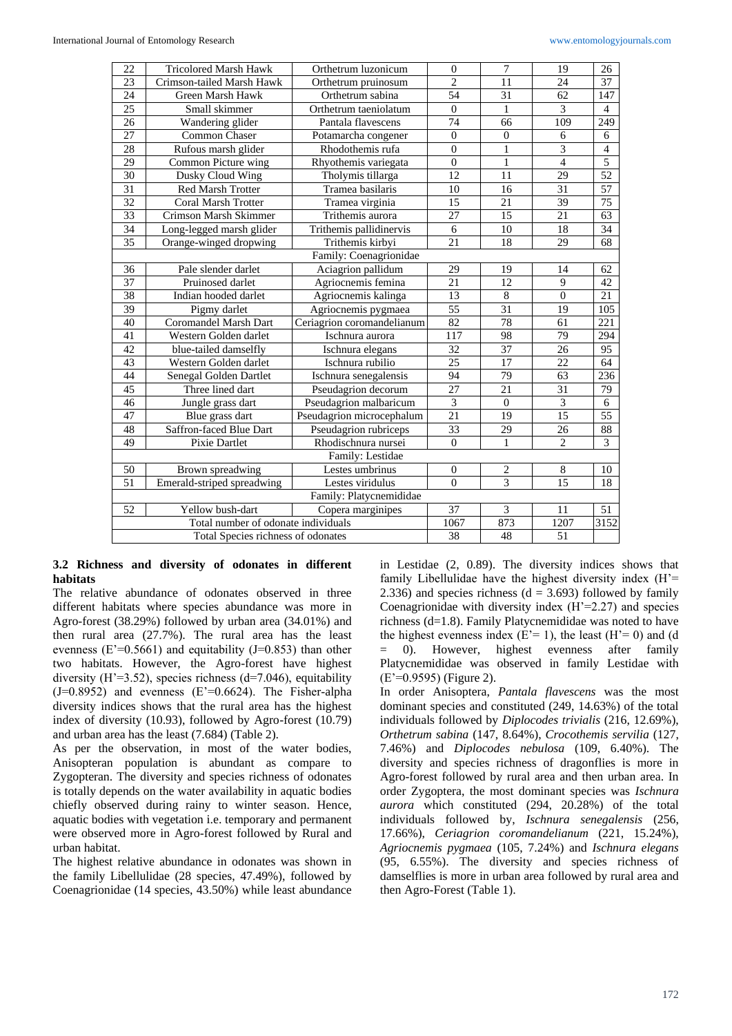| 22 | Tricolored Marsh Hawk | Orthetrum luzonicum | 0 | 7 | 19 | 26 |
|---|---|---|---|---|---|---|
| 23 | Crimson-tailed Marsh Hawk | Orthetrum pruinosum | 2 | 11 | 24 | 37 |
| 24 | Green Marsh Hawk | Orthetrum sabina | 54 | 31 | 62 | 147 |
| 25 | Small skimmer | Orthetrum taeniolatum | 0 | 1 | 3 | 4 |
| 26 | Wandering glider | Pantala flavescens | 74 | 66 | 109 | 249 |
| 27 | Common Chaser | Potamarcha congener | 0 | 0 | 6 | 6 |
| 28 | Rufous marsh glider | Rhodothemis rufa | 0 | 1 | 3 | 4 |
| 29 | Common Picture wing | Rhyothemis variegata | 0 | 1 | 4 | 5 |
| 30 | Dusky Cloud Wing | Tholymis tillarga | 12 | 11 | 29 | 52 |
| 31 | Red Marsh Trotter | Tramea basilaris | 10 | 16 | 31 | 57 |
| 32 | Coral Marsh Trotter | Tramea virginia | 15 | 21 | 39 | 75 |
| 33 | Crimson Marsh Skimmer | Trithemis aurora | 27 | 15 | 21 | 63 |
| 34 | Long-legged marsh glider | Trithemis pallidinervis | 6 | 10 | 18 | 34 |
| 35 | Orange-winged dropwing | Trithemis kirbyi | 21 | 18 | 29 | 68 |
| Family: Coenagrionidae | | | | | | |
| 36 | Pale slender darlet | Aciagrion pallidum | 29 | 19 | 14 | 62 |
| 37 | Pruinosed darlet | Agriocnemis femina | 21 | 12 | 9 | 42 |
| 38 | Indian hooded darlet | Agriocnemis kalinga | 13 | 8 | 0 | 21 |
| 39 | Pigmy darlet | Agriocnemis pygmaea | 55 | 31 | 19 | 105 |
| 40 | Coromandel Marsh Dart | Ceriagrion coromandelianum | 82 | 78 | 61 | 221 |
| 41 | Western Golden darlet | Ischnura aurora | 117 | 98 | 79 | 294 |
| 42 | blue-tailed damselfly | Ischnura elegans | 32 | 37 | 26 | 95 |
| 43 | Western Golden darlet | Ischnura rubilio | 25 | 17 | 22 | 64 |
| 44 | Senegal Golden Dartlet | Ischnura senegalensis | 94 | 79 | 63 | 236 |
| 45 | Three lined dart | Pseudagrion decorum | 27 | 21 | 31 | 79 |
| 46 | Jungle grass dart | Pseudagrion malbaricum | 3 | 0 | 3 | 6 |
| 47 | Blue grass dart | Pseudagrion microcephalum | 21 | 19 | 15 | 55 |
| 48 | Saffron-faced Blue Dart | Pseudagrion rubriceps | 33 | 29 | 26 | 88 |
| 49 | Pixie Dartlet | Rhodischnura nursei | 0 | 1 | 2 | 3 |
| Family: Lestidae | | | | | | |
| 50 | Brown spreadwing | Lestes umbrinus | 0 | 2 | 8 | 10 |
| 51 | Emerald-striped spreadwing | Lestes viridulus | 0 | 3 | 15 | 18 |
| Family: Platycnemididae | | | | | | |
| 52 | Yellow bush-dart | Copera marginipes | 37 | 3 | 11 | 51 |
| Total number of odonate individuals | | | 1067 | 873 | 1207 | 3152 |
| Total Species richness of odonates | | | 38 | 48 | 51 | |

### 3.2 Richness and diversity of odonates in different habitats

The relative abundance of odonates observed in three different habitats where species abundance was more in Agro-forest (38.29%) followed by urban area (34.01%) and then rural area (27.7%). The rural area has the least evenness (E'=0.5661) and equitability (J=0.853) than other two habitats. However, the Agro-forest have highest diversity (H'=3.52), species richness (d=7.046), equitability (J=0.8952) and evenness (E'=0.6624). The Fisher-alpha diversity indices shows that the rural area has the highest index of diversity (10.93), followed by Agro-forest (10.79) and urban area has the least (7.684) (Table 2).

As per the observation, in most of the water bodies, Anisopteran population is abundant as compare to Zygopteran. The diversity and species richness of odonates is totally depends on the water availability in aquatic bodies chiefly observed during rainy to winter season. Hence, aquatic bodies with vegetation i.e. temporary and permanent were observed more in Agro-forest followed by Rural and urban habitat.

The highest relative abundance in odonates was shown in the family Libellulidae (28 species, 47.49%), followed by Coenagrionidae (14 species, 43.50%) while least abundance in Lestidae (2, 0.89). The diversity indices shows that family Libellulidae have the highest diversity index (H'= 2.336) and species richness (d = 3.693) followed by family Coenagrionidae with diversity index (H'=2.27) and species richness (d=1.8). Family Platycnemididae was noted to have the highest evenness index (E'= 1), the least (H'= 0) and (d = 0). However, highest evenness after family Platycnemididae was observed in family Lestidae with (E'=0.9595) (Figure 2).

In order Anisoptera, *Pantala flavescens* was the most dominant species and constituted (249, 14.63%) of the total individuals followed by *Diplocodes trivialis* (216, 12.69%), *Orthetrum sabina* (147, 8.64%), *Crocothemis servilia* (127, 7.46%) and *Diplocodes nebulosa* (109, 6.40%). The diversity and species richness of dragonflies is more in Agro-forest followed by rural area and then urban area. In order Zygoptera, the most dominant species was *Ischnura aurora* which constituted (294, 20.28%) of the total individuals followed by, *Ischnura senegalensis* (256, 17.66%), *Ceriagrion coromandelianum* (221, 15.24%), *Agriocnemis pygmaea* (105, 7.24%) and *Ischnura elegans* (95, 6.55%). The diversity and species richness of damselflies is more in urban area followed by rural area and then Agro-Forest (Table 1).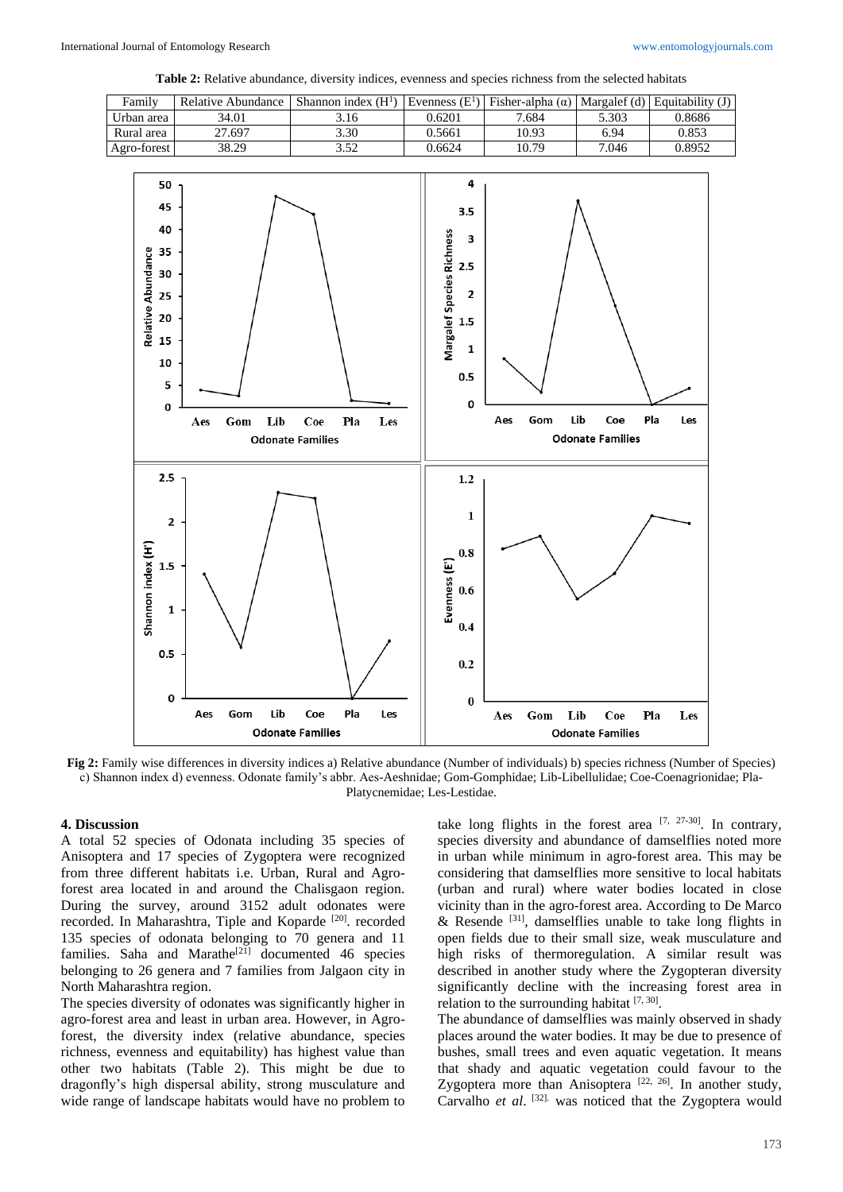**Table 2:** Relative abundance, diversity indices, evenness and species richness from the selected habitats

| Family | Relative Abundance | Shannon index ($H^1$) | Evenness ($E^1$) | Fisher-alpha (α) | Margalef (d) | Equitability (J) |
|---|---|---|---|---|---|---|
| Urban area | 34.01 | 3.16 | 0.6201 | 7.684 | 5.303 | 0.8686 |
| Rural area | 27.697 | 3.30 | 0.5661 | 10.93 | 6.94 | 0.853 |
| Agro-forest | 38.29 | 3.52 | 0.6624 | 10.79 | 7.046 | 0.8952 |

**Fig 2:** Family wise differences in diversity indices a) Relative abundance (Number of individuals) b) species richness (Number of Species) c) Shannon index d) evenness. Odonate family's abbr. Aes-Aeshnidae; Gom-Gomphidae; Lib-Libellulidae; Coe-Coenagrionidae; Pla-Platycnemidae; Les-Lestidae.

## 4. Discussion

A total 52 species of Odonata including 35 species of Anisoptera and 17 species of Zygoptera were recognized from three different habitats i.e. Urban, Rural and Agro-forest area located in and around the Chalisgaon region. During the survey, around 3152 adult odonates were recorded. In Maharashtra, Tiple and Koparde [20]. recorded 135 species of odonata belonging to 70 genera and 11 families. Saha and Marathe[21] documented 46 species belonging to 26 genera and 7 families from Jalgaon city in North Maharashtra region.

The species diversity of odonates was significantly higher in agro-forest area and least in urban area. However, in Agro-forest, the diversity index (relative abundance, species richness, evenness and equitability) has highest value than other two habitats (Table 2). This might be due to dragonfly's high dispersal ability, strong musculature and wide range of landscape habitats would have no problem to take long flights in the forest area [7, 27-30]. In contrary, species diversity and abundance of damselflies noted more in urban while minimum in agro-forest area. This may be considering that damselflies more sensitive to local habitats (urban and rural) where water bodies located in close vicinity than in the agro-forest area. According to De Marco & Resende [31], damselflies unable to take long flights in open fields due to their small size, weak musculature and high risks of thermoregulation. A similar result was described in another study where the Zygopteran diversity significantly decline with the increasing forest area in relation to the surrounding habitat [7, 30].

The abundance of damselflies was mainly observed in shady places around the water bodies. It may be due to presence of bushes, small trees and even aquatic vegetation. It means that shady and aquatic vegetation could favour to the Zygoptera more than Anisoptera [22, 26]. In another study, Carvalho *et al*. [32]. was noticed that the Zygoptera would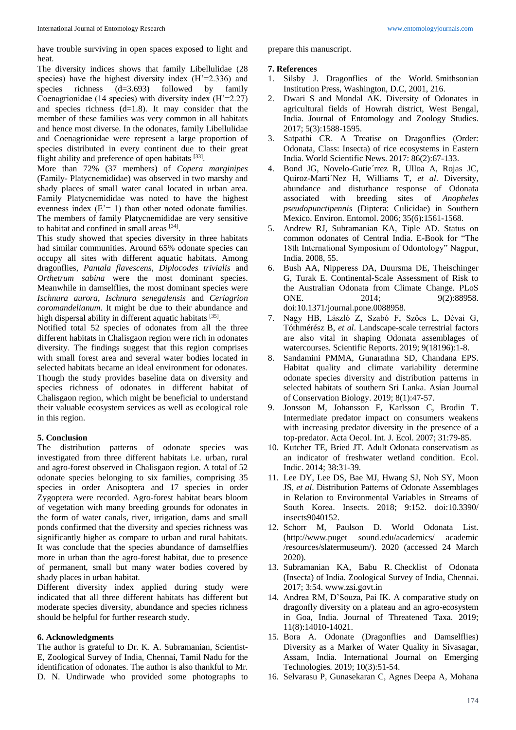have trouble surviving in open spaces exposed to light and heat.

The diversity indices shows that family Libellulidae (28 species) have the highest diversity index (H'=2.336) and species richness (d=3.693) followed by family Coenagrionidae (14 species) with diversity index (H'=2.27) and species richness (d=1.8). It may consider that the member of these families was very common in all habitats and hence most diverse. In the odonates, family Libellulidae and Coenagrionidae were represent a large proportion of species distributed in every continent due to their great flight ability and preference of open habitats [33].

More than 72% (37 members) of *Copera marginipes* (Family- Platycnemididae) was observed in two marshy and shady places of small water canal located in urban area. Family Platycnemididae was noted to have the highest evenness index (E'= 1) than other noted odonate families. The members of family Platycnemididae are very sensitive to habitat and confined in small areas [34].

This study showed that species diversity in three habitats had similar communities. Around 65% odonate species can occupy all sites with different aquatic habitats. Among dragonflies, *Pantala flavescens*, *Diplocodes trivialis* and *Orthetrum sabina* were the most dominant species. Meanwhile in damselflies, the most dominant species were *Ischnura aurora*, *Ischnura senegalensis* and *Ceriagrion coromandelianum*. It might be due to their abundance and high dispersal ability in different aquatic habitats [35].

Notified total 52 species of odonates from all the three different habitats in Chalisgaon region were rich in odonates diversity. The findings suggest that this region comprises with small forest area and several water bodies located in selected habitats became an ideal environment for odonates. Though the study provides baseline data on diversity and species richness of odonates in different habitat of Chalisgaon region, which might be beneficial to understand their valuable ecosystem services as well as ecological role in this region.

## 5. Conclusion

The distribution patterns of odonate species was investigated from three different habitats i.e. urban, rural and agro-forest observed in Chalisgaon region. A total of 52 odonate species belonging to six families, comprising 35 species in order Anisoptera and 17 species in order Zygoptera were recorded. Agro-forest habitat bears bloom of vegetation with many breeding grounds for odonates in the form of water canals, river, irrigation, dams and small ponds confirmed that the diversity and species richness was significantly higher as compare to urban and rural habitats. It was conclude that the species abundance of damselflies more in urban than the agro-forest habitat, due to presence of permanent, small but many water bodies covered by shady places in urban habitat.

Different diversity index applied during study were indicated that all three different habitats has different but moderate species diversity, abundance and species richness should be helpful for further research study.

## 6. Acknowledgments

The author is grateful to Dr. K. A. Subramanian, Scientist-E, Zoological Survey of India, Chennai, Tamil Nadu for the identification of odonates. The author is also thankful to Mr. D. N. Undirwade who provided some photographs to prepare this manuscript.

## 7. References

1. Silsby J. Dragonflies of the World. Smithsonian Institution Press, Washington, D.C, 2001, 216.
2. Dwari S and Mondal AK. Diversity of Odonates in agricultural fields of Howrah district, West Bengal, India. Journal of Entomology and Zoology Studies. 2017; 5(3):1588-1595.
3. Satpathi CR. A Treatise on Dragonflies (Order: Odonata, Class: Insecta) of rice ecosystems in Eastern India. World Scientific News. 2017: 86(2):67-133.
4. Bond JG, Novelo-Gutie´rrez R, Ulloa A, Rojas JC, Quiroz-Marti´Nez H, Williams T, *et al*. Diversity, abundance and disturbance response of Odonata associated with breeding sites of *Anopheles pseudopunctipennis* (Diptera: Culicidae) in Southern Mexico. Environ. Entomol. 2006; 35(6):1561-1568.
5. Andrew RJ, Subramanian KA, Tiple AD. Status on common odonates of Central India. E-Book for "The 18th International Symposium of Odontology" Nagpur, India. 2008, 55.
6. Bush AA, Nipperess DA, Duursma DE, Theischinger G, Turak E. Continental-Scale Assessment of Risk to the Australian Odonata from Climate Change. PLoS ONE. 2014; 9(2):88958. doi:10.1371/journal.pone.0088958.
7. Nagy HB, László Z, Szabó F, Szőcs L, Dévai G, Tóthmérész B, *et al*. Landscape-scale terrestrial factors are also vital in shaping Odonata assemblages of watercourses. Scientific Reports. 2019; 9(18196):1-8.
8. Sandamini PMMA, Gunarathna SD, Chandana EPS. Habitat quality and climate variability determine odonate species diversity and distribution patterns in selected habitats of southern Sri Lanka. Asian Journal of Conservation Biology. 2019; 8(1):47-57.
9. Jonsson M, Johansson F, Karlsson C, Brodin T. Intermediate predator impact on consumers weakens with increasing predator diversity in the presence of a top-predator. Acta Oecol. Int. J. Ecol. 2007; 31:79-85.
10. Kutcher TE, Bried JT. Adult Odonata conservatism as an indicator of freshwater wetland condition. Ecol. Indic. 2014; 38:31-39.
11. Lee DY, Lee DS, Bae MJ, Hwang SJ, Noh SY, Moon JS, *et al*. Distribution Patterns of Odonate Assemblages in Relation to Environmental Variables in Streams of South Korea. Insects. 2018; 9:152. doi:10.3390/insects9040152.
12. Schorr M, Paulson D. World Odonata List. (http://www.puget sound.edu/academics/ academic /resources/slatermuseum/). 2020 (accessed 24 March 2020).
13. Subramanian KA, Babu R. Checklist of Odonata (Insecta) of India. Zoological Survey of India, Chennai. 2017; 3:54. www.zsi.govt.in
14. Andrea RM, D'Souza, Pai IK. A comparative study on dragonfly diversity on a plateau and an agro-ecosystem in Goa, India. Journal of Threatened Taxa. 2019; 11(8):14010-14021.
15. Bora A. Odonate (Dragonflies and Damselflies) Diversity as a Marker of Water Quality in Sivasagar, Assam, India. International Journal on Emerging Technologies. 2019; 10(3):51-54.
16. Selvarasu P, Gunasekaran C, Agnes Deepa A, Mohana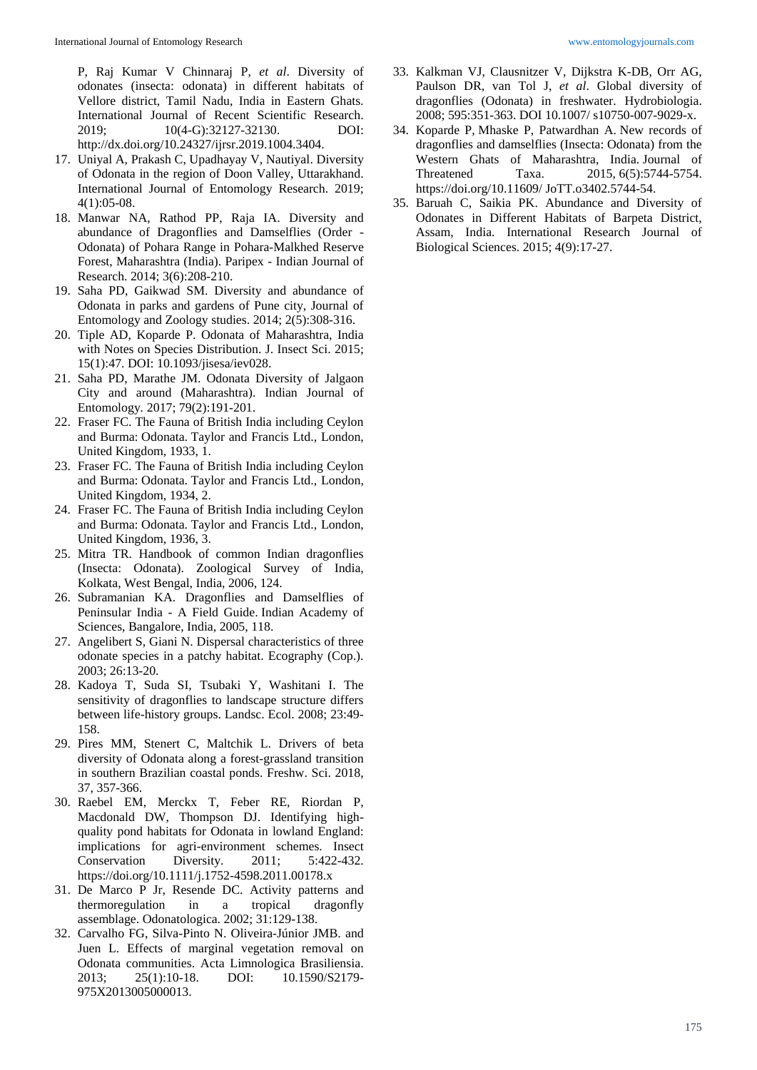P, Raj Kumar V Chinnaraj P, *et al*. Diversity of odonates (insecta: odonata) in different habitats of Vellore district, Tamil Nadu, India in Eastern Ghats. International Journal of Recent Scientific Research. 2019; 10(4-G):32127-32130. DOI: http://dx.doi.org/10.24327/ijrsr.2019.1004.3404.

17. Uniyal A, Prakash C, Upadhayay V, Nautiyal. Diversity of Odonata in the region of Doon Valley, Uttarakhand. International Journal of Entomology Research. 2019; 4(1):05-08.
18. Manwar NA, Rathod PP, Raja IA. Diversity and abundance of Dragonflies and Damselflies (Order - Odonata) of Pohara Range in Pohara-Malkhed Reserve Forest, Maharashtra (India). Paripex - Indian Journal of Research. 2014; 3(6):208-210.
19. Saha PD, Gaikwad SM. Diversity and abundance of Odonata in parks and gardens of Pune city, Journal of Entomology and Zoology studies. 2014; 2(5):308-316.
20. Tiple AD, Koparde P. Odonata of Maharashtra, India with Notes on Species Distribution. J. Insect Sci. 2015; 15(1):47. DOI: 10.1093/jisesa/iev028.
21. Saha PD, Marathe JM. Odonata Diversity of Jalgaon City and around (Maharashtra). Indian Journal of Entomology. 2017; 79(2):191-201.
22. Fraser FC. The Fauna of British India including Ceylon and Burma: Odonata. Taylor and Francis Ltd., London, United Kingdom, 1933, 1.
23. Fraser FC. The Fauna of British India including Ceylon and Burma: Odonata. Taylor and Francis Ltd., London, United Kingdom, 1934, 2.
24. Fraser FC. The Fauna of British India including Ceylon and Burma: Odonata. Taylor and Francis Ltd., London, United Kingdom, 1936, 3.
25. Mitra TR. Handbook of common Indian dragonflies (Insecta: Odonata). Zoological Survey of India, Kolkata, West Bengal, India, 2006, 124.
26. Subramanian KA. Dragonflies and Damselflies of Peninsular India - A Field Guide. Indian Academy of Sciences, Bangalore, India, 2005, 118.
27. Angelibert S, Giani N. Dispersal characteristics of three odonate species in a patchy habitat. Ecography (Cop.). 2003; 26:13-20.
28. Kadoya T, Suda SI, Tsubaki Y, Washitani I. The sensitivity of dragonflies to landscape structure differs between life-history groups. Landsc. Ecol. 2008; 23:49-158.
29. Pires MM, Stenert C, Maltchik L. Drivers of beta diversity of Odonata along a forest-grassland transition in southern Brazilian coastal ponds. Freshw. Sci. 2018, 37, 357-366.
30. Raebel EM, Merckx T, Feber RE, Riordan P, Macdonald DW, Thompson DJ. Identifying high-quality pond habitats for Odonata in lowland England: implications for agri-environment schemes. Insect Conservation Diversity. 2011; 5:422-432. https://doi.org/10.1111/j.1752-4598.2011.00178.x
31. De Marco P Jr, Resende DC. Activity patterns and thermoregulation in a tropical dragonfly assemblage. Odonatologica. 2002; 31:129-138.
32. Carvalho FG, Silva-Pinto N. Oliveira-Júnior JMB. and Juen L. Effects of marginal vegetation removal on Odonata communities. Acta Limnologica Brasiliensia. 2013; 25(1):10-18. DOI: 10.1590/S2179-975X2013005000013.
33. Kalkman VJ, Clausnitzer V, Dijkstra K-DB, Orr AG, Paulson DR, van Tol J, *et al*. Global diversity of dragonflies (Odonata) in freshwater. Hydrobiologia. 2008; 595:351-363. DOI 10.1007/ s10750-007-9029-x.
34. Koparde P, Mhaske P, Patwardhan A. New records of dragonflies and damselflies (Insecta: Odonata) from the Western Ghats of Maharashtra, India. Journal of Threatened Taxa. 2015, 6(5):5744-5754. https://doi.org/10.11609/ JoTT.o3402.5744-54.
35. Baruah C, Saikia PK. Abundance and Diversity of Odonates in Different Habitats of Barpeta District, Assam, India. International Research Journal of Biological Sciences. 2015; 4(9):17-27.